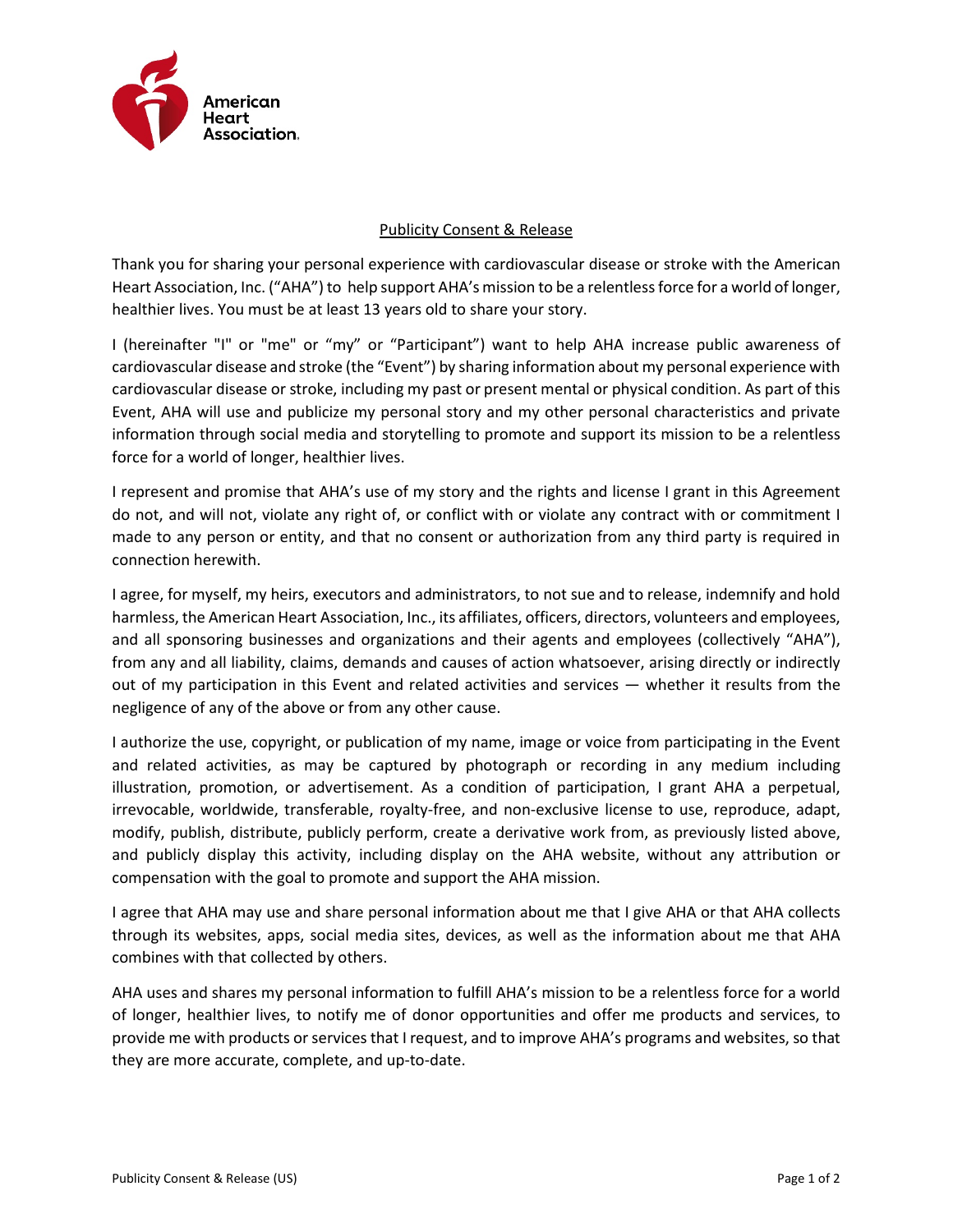American Heart Association.

# Publicity Consent & Release

Thank you for sharing your personal experience with cardiovascular disease or stroke with the American Heart Association, Inc. ("AHA") to help support AHA's mission to be a relentless force for a world of longer, healthier lives. You must be at least 13 years old to share your story.

I (hereinafter "I" or "me" or "my" or "Participant") want to help AHA increase public awareness of cardiovascular disease and stroke (the "Event") by sharing information about my personal experience with cardiovascular disease or stroke, including my past or present mental or physical condition. As part of this Event, AHA will use and publicize my personal story and my other personal characteristics and private information through social media and storytelling to promote and support its mission to be a relentless force for a world of longer, healthier lives.

I represent and promise that AHA's use of my story and the rights and license I grant in this Agreement do not, and will not, violate any right of, or conflict with or violate any contract with or commitment I made to any person or entity, and that no consent or authorization from any third party is required in connection herewith.

I agree, for myself, my heirs, executors and administrators, to not sue and to release, indemnify and hold harmless, the American Heart Association, Inc., its affiliates, officers, directors, volunteers and employees, and all sponsoring businesses and organizations and their agents and employees (collectively "AHA"), from any and all liability, claims, demands and causes of action whatsoever, arising directly or indirectly out of my participation in this Event and related activities and services — whether it results from the negligence of any of the above or from any other cause.

I authorize the use, copyright, or publication of my name, image or voice from participating in the Event and related activities, as may be captured by photograph or recording in any medium including illustration, promotion, or advertisement. As a condition of participation, I grant AHA a perpetual, irrevocable, worldwide, transferable, royalty-free, and non-exclusive license to use, reproduce, adapt, modify, publish, distribute, publicly perform, create a derivative work from, as previously listed above, and publicly display this activity, including display on the AHA website, without any attribution or compensation with the goal to promote and support the AHA mission.

I agree that AHA may use and share personal information about me that I give AHA or that AHA collects through its websites, apps, social media sites, devices, as well as the information about me that AHA combines with that collected by others.

AHA uses and shares my personal information to fulfill AHA's mission to be a relentless force for a world of longer, healthier lives, to notify me of donor opportunities and offer me products and services, to provide me with products or services that I request, and to improve AHA's programs and websites, so that they are more accurate, complete, and up-to-date.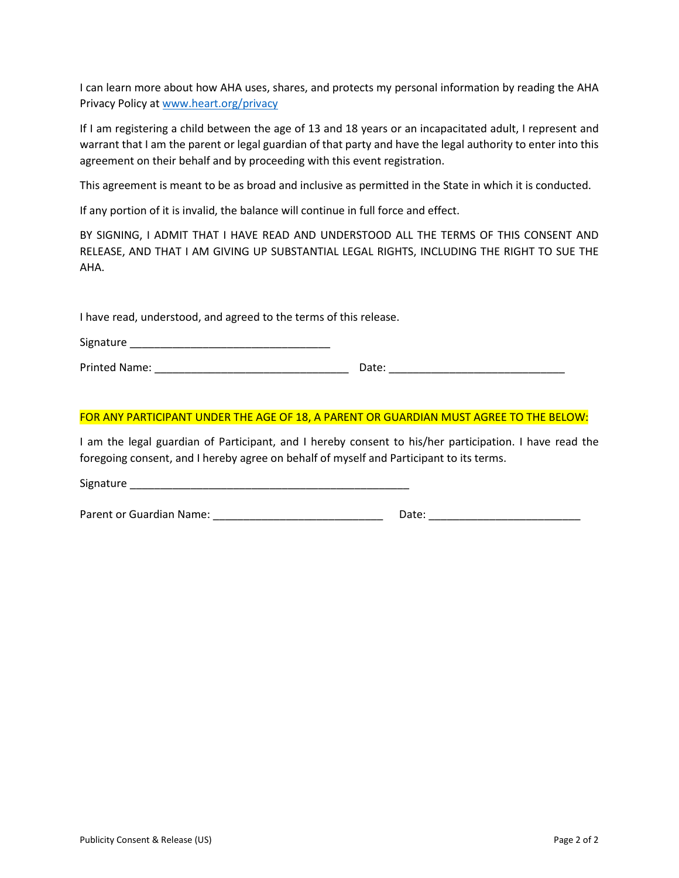I can learn more about how AHA uses, shares, and protects my personal information by reading the AHA Privacy Policy at [www.heart.org/privacy](http://www.heart.org/privacy)

If I am registering a child between the age of 13 and 18 years or an incapacitated adult, I represent and warrant that I am the parent or legal guardian of that party and have the legal authority to enter into this agreement on their behalf and by proceeding with this event registration.

This agreement is meant to be as broad and inclusive as permitted in the State in which it is conducted.

If any portion of it is invalid, the balance will continue in full force and effect.

BY SIGNING, I ADMIT THAT I HAVE READ AND UNDERSTOOD ALL THE TERMS OF THIS CONSENT AND RELEASE, AND THAT I AM GIVING UP SUBSTANTIAL LEGAL RIGHTS, INCLUDING THE RIGHT TO SUE THE AHA.

I have read, understood, and agreed to the terms of this release.

Signature ________________________________

Printed Name: _______________________________ Date: ____________________________

FOR ANY PARTICIPANT UNDER THE AGE OF 18, A PARENT OR GUARDIAN MUST AGREE TO THE BELOW:

I am the legal guardian of Participant, and I hereby consent to his/her participation. I have read the foregoing consent, and I hereby agree on behalf of myself and Participant to its terms.

Signature _____________________________________________

Parent or Guardian Name: ___________________________ Date: ________________________